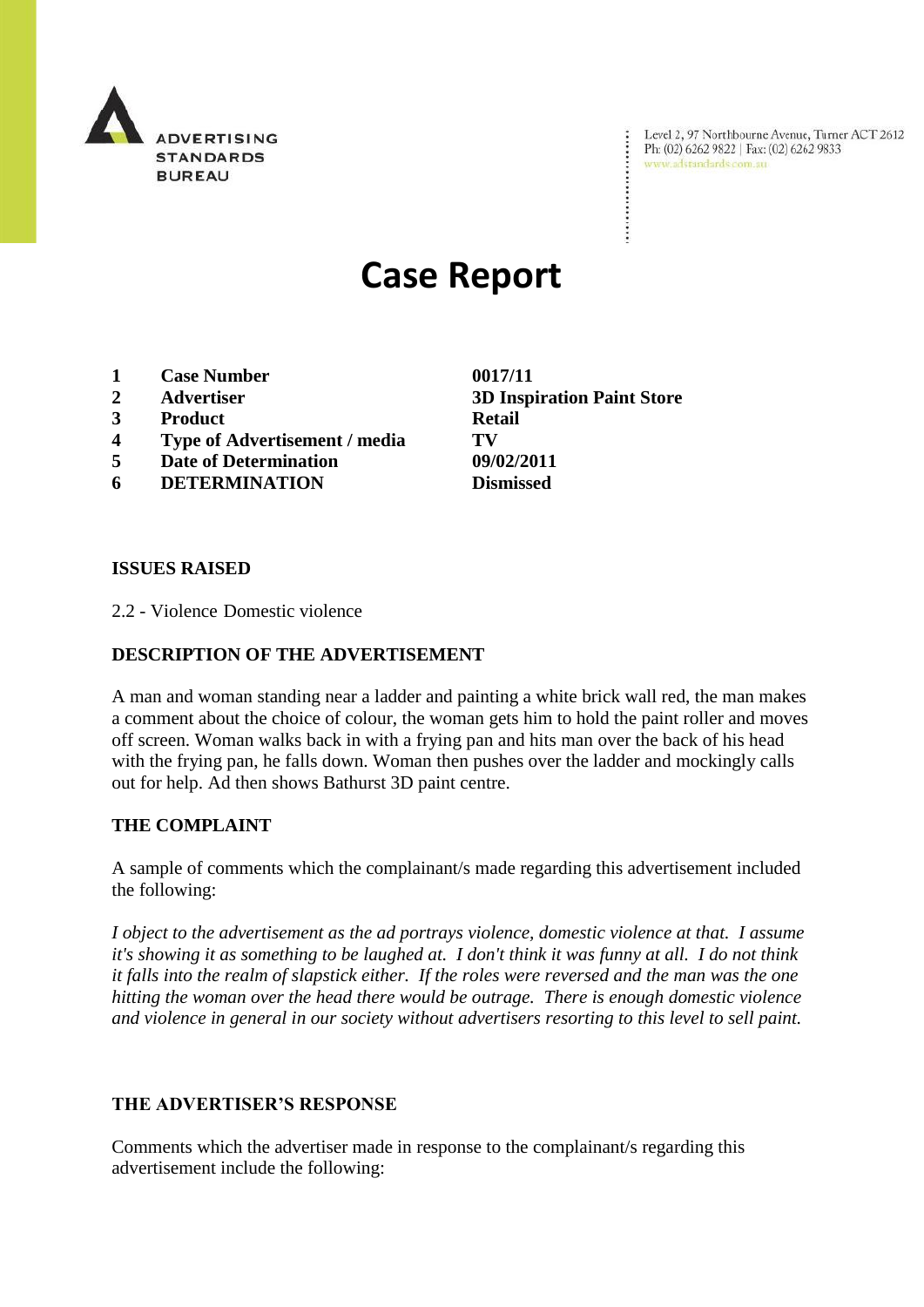ADVERTISING STANDARDS BUREAU

Level 2, 97 Northbourne Avenue, Turner ACT 2612
Ph: (02) 6262 9822 | Fax: (02) 6262 9833
www.adstandards.com.au

# Case Report

| | | |
|---|---|---|
| **1** | **Case Number** | **0017/11** |
| **2** | **Advertiser** | **3D Inspiration Paint Store** |
| **3** | **Product** | **Retail** |
| **4** | **Type of Advertisement / media** | **TV** |
| **5** | **Date of Determination** | **09/02/2011** |
| **6** | **DETERMINATION** | **Dismissed** |

**ISSUES RAISED**

2.2 - Violence Domestic violence

**DESCRIPTION OF THE ADVERTISEMENT**

A man and woman standing near a ladder and painting a white brick wall red, the man makes a comment about the choice of colour, the woman gets him to hold the paint roller and moves off screen. Woman walks back in with a frying pan and hits man over the back of his head with the frying pan, he falls down. Woman then pushes over the ladder and mockingly calls out for help. Ad then shows Bathurst 3D paint centre.

**THE COMPLAINT**

A sample of comments which the complainant/s made regarding this advertisement included the following:

*I object to the advertisement as the ad portrays violence, domestic violence at that. I assume it's showing it as something to be laughed at. I don't think it was funny at all. I do not think it falls into the realm of slapstick either. If the roles were reversed and the man was the one hitting the woman over the head there would be outrage. There is enough domestic violence and violence in general in our society without advertisers resorting to this level to sell paint.*

**THE ADVERTISER'S RESPONSE**

Comments which the advertiser made in response to the complainant/s regarding this advertisement include the following: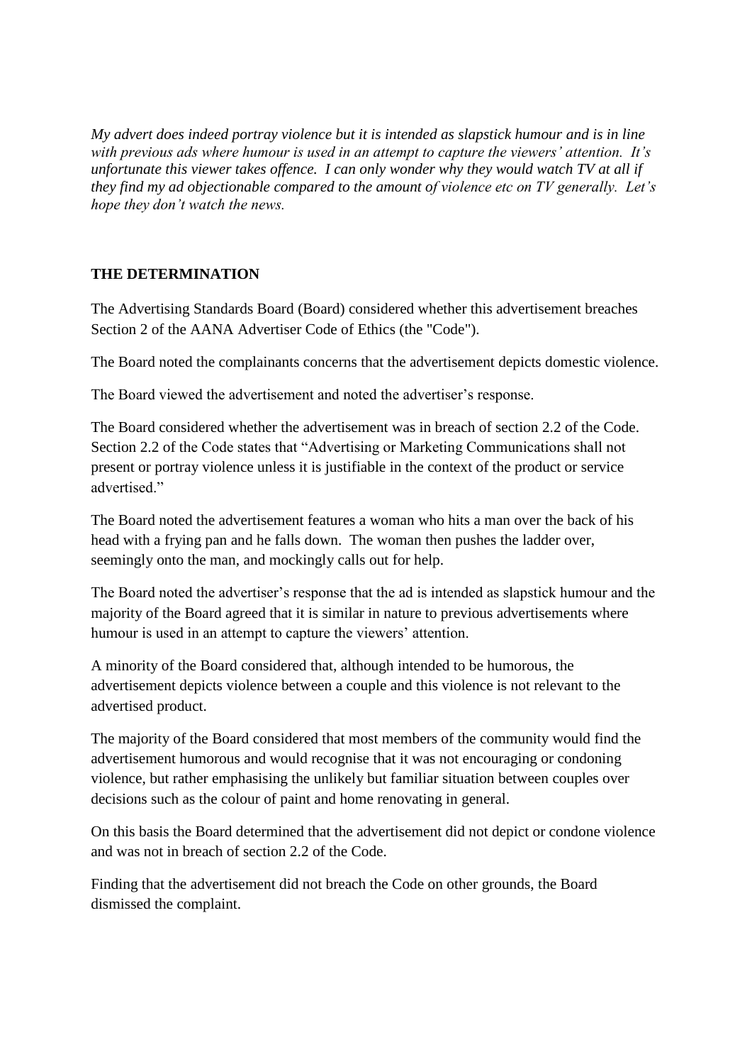*My advert does indeed portray violence but it is intended as slapstick humour and is in line with previous ads where humour is used in an attempt to capture the viewers' attention. It's unfortunate this viewer takes offence. I can only wonder why they would watch TV at all if they find my ad objectionable compared to the amount of violence etc on TV generally. Let's hope they don't watch the news.*

**THE DETERMINATION**

The Advertising Standards Board (Board) considered whether this advertisement breaches Section 2 of the AANA Advertiser Code of Ethics (the "Code").

The Board noted the complainants concerns that the advertisement depicts domestic violence.

The Board viewed the advertisement and noted the advertiser's response.

The Board considered whether the advertisement was in breach of section 2.2 of the Code. Section 2.2 of the Code states that "Advertising or Marketing Communications shall not present or portray violence unless it is justifiable in the context of the product or service advertised."

The Board noted the advertisement features a woman who hits a man over the back of his head with a frying pan and he falls down. The woman then pushes the ladder over, seemingly onto the man, and mockingly calls out for help.

The Board noted the advertiser's response that the ad is intended as slapstick humour and the majority of the Board agreed that it is similar in nature to previous advertisements where humour is used in an attempt to capture the viewers' attention.

A minority of the Board considered that, although intended to be humorous, the advertisement depicts violence between a couple and this violence is not relevant to the advertised product.

The majority of the Board considered that most members of the community would find the advertisement humorous and would recognise that it was not encouraging or condoning violence, but rather emphasising the unlikely but familiar situation between couples over decisions such as the colour of paint and home renovating in general.

On this basis the Board determined that the advertisement did not depict or condone violence and was not in breach of section 2.2 of the Code.

Finding that the advertisement did not breach the Code on other grounds, the Board dismissed the complaint.